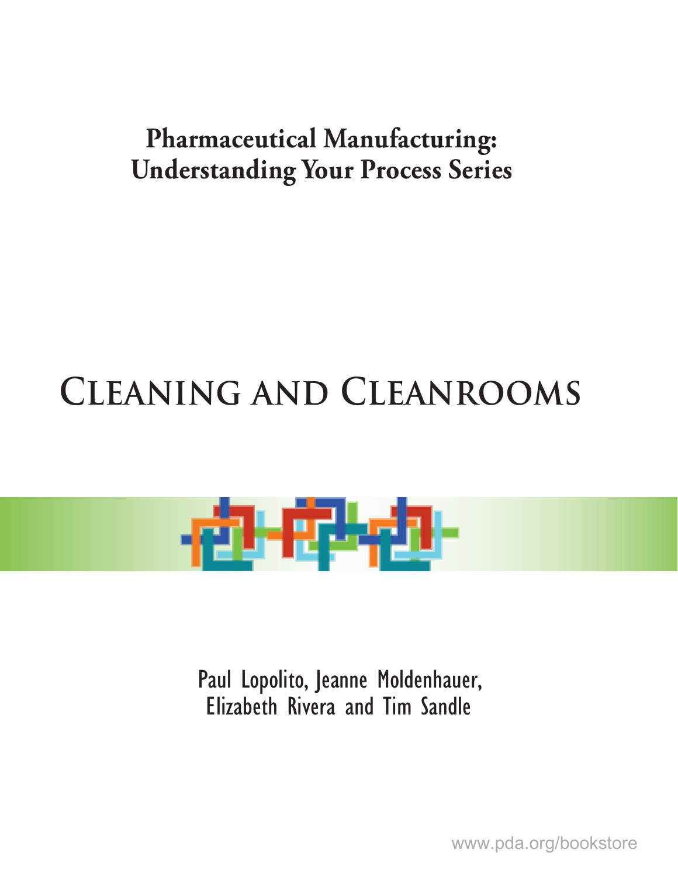**Pharmaceutical Manufacturing: Understanding Your Process Series**

# Cleaning and Cleanrooms

Paul Lopolito, Jeanne Moldenhauer, Elizabeth Rivera and Tim Sandle

www.pda.org/bookstore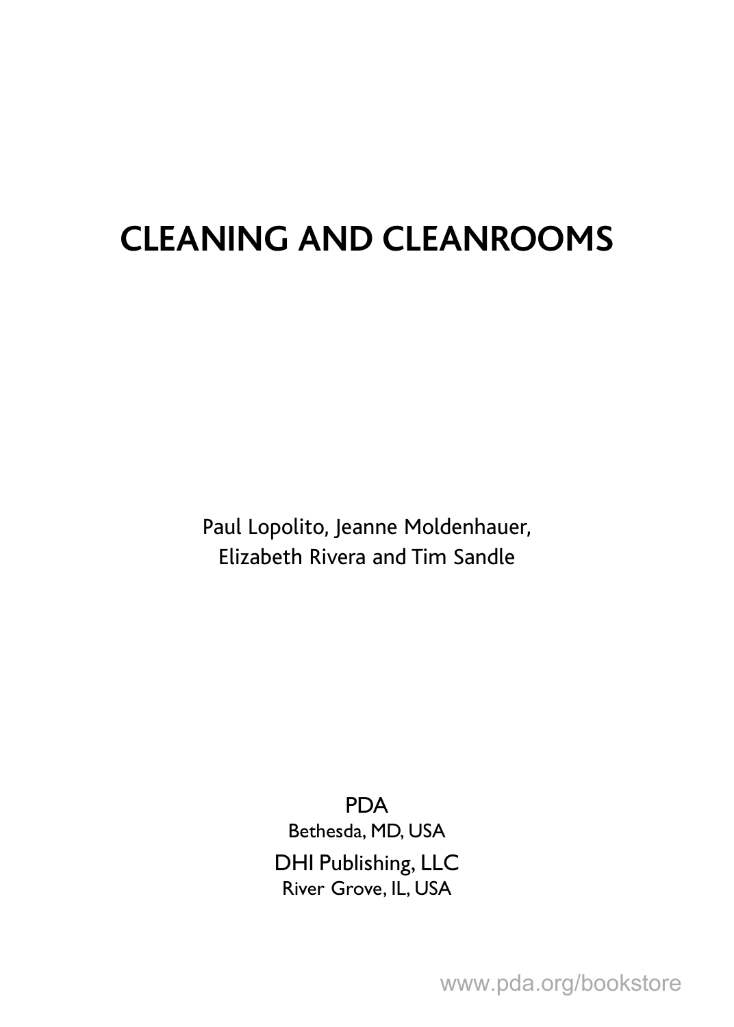# CLEANING AND CLEANROOMS

Paul Lopolito, Jeanne Moldenhauer,
Elizabeth Rivera and Tim Sandle

PDA
Bethesda, MD, USA

DHI Publishing, LLC
River Grove, IL, USA

www.pda.org/bookstore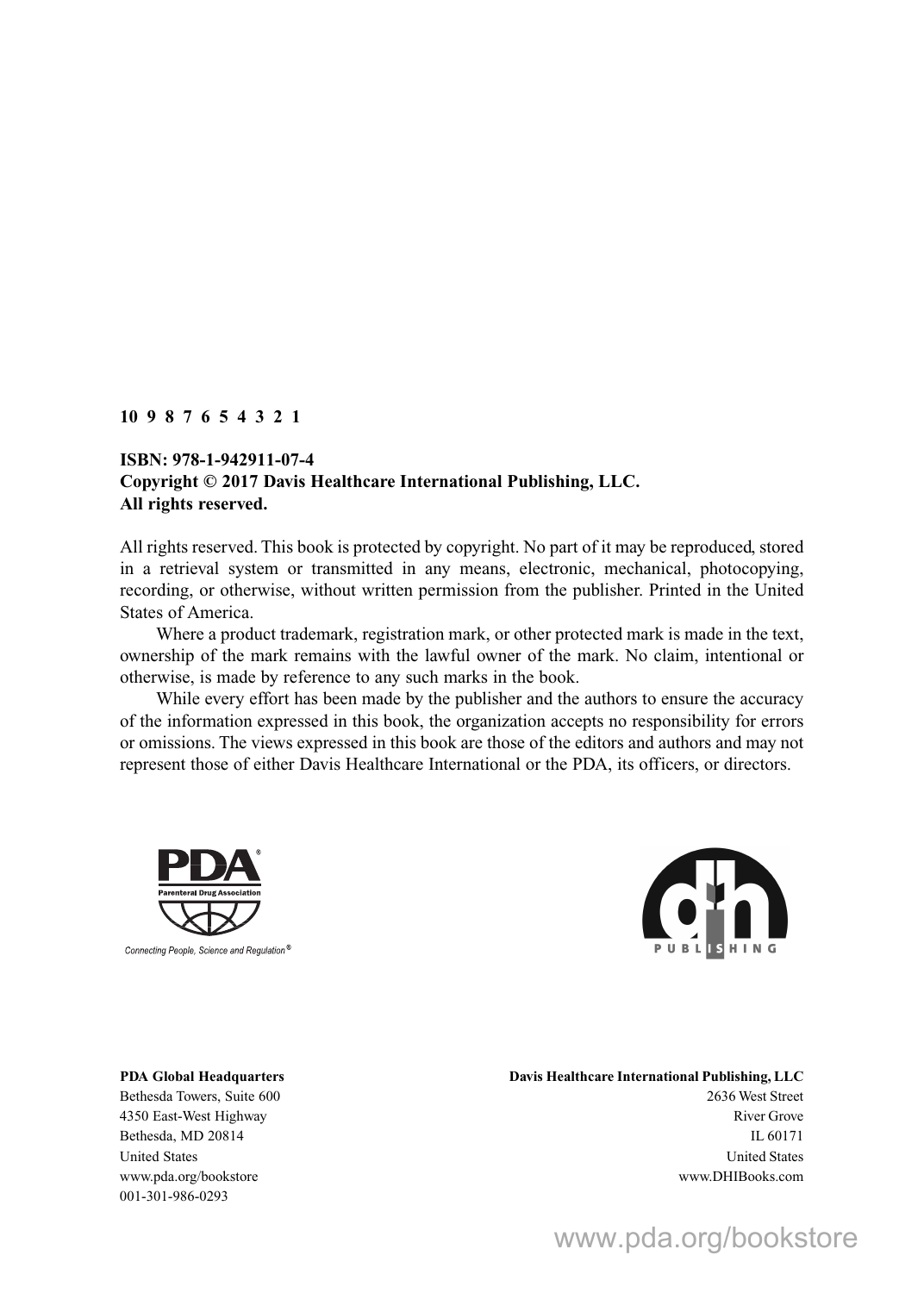**10 9 8 7 6 5 4 3 2 1**

**ISBN: 978-1-942911-07-4**
**Copyright © 2017 Davis Healthcare International Publishing, LLC.**
**All rights reserved.**

All rights reserved. This book is protected by copyright. No part of it may be reproduced, stored in a retrieval system or transmitted in any means, electronic, mechanical, photocopying, recording, or otherwise, without written permission from the publisher. Printed in the United States of America.

Where a product trademark, registration mark, or other protected mark is made in the text, ownership of the mark remains with the lawful owner of the mark. No claim, intentional or otherwise, is made by reference to any such marks in the book.

While every effort has been made by the publisher and the authors to ensure the accuracy of the information expressed in this book, the organization accepts no responsibility for errors or omissions. The views expressed in this book are those of the editors and authors and may not represent those of either Davis Healthcare International or the PDA, its officers, or directors.

PDA
Parenteral Drug Association
*Connecting People, Science and Regulation®*

dh PUBLISHING

**PDA Global Headquarters**
Bethesda Towers, Suite 600
4350 East-West Highway
Bethesda, MD 20814
United States
www.pda.org/bookstore
001-301-986-0293

**Davis Healthcare International Publishing, LLC**
2636 West Street
River Grove
IL 60171
United States
www.DHIBooks.com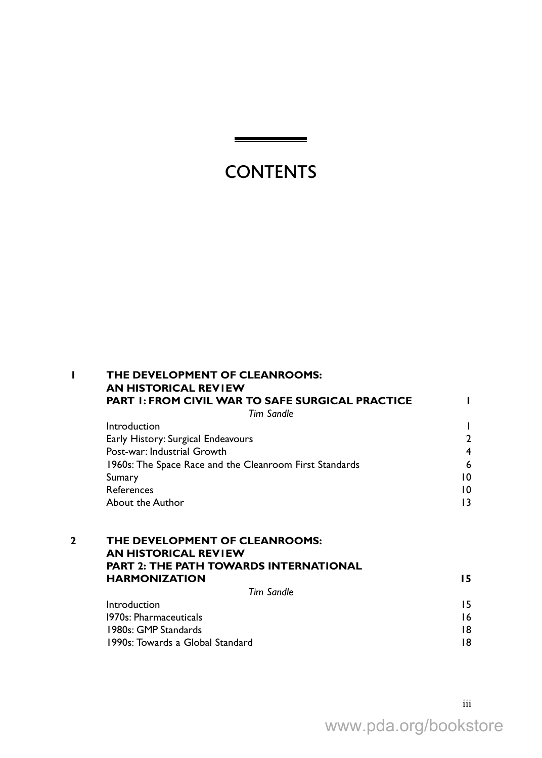# CONTENTS

| | | |
|---|---|---|
| **1** | **THE DEVELOPMENT OF CLEANROOMS: AN HISTORICAL REVIEW PART 1: FROM CIVIL WAR TO SAFE SURGICAL PRACTICE** | **1** |
| | *Tim Sandle* | |
| | Introduction | 1 |
| | Early History: Surgical Endeavours | 2 |
| | Post-war: Industrial Growth | 4 |
| | 1960s: The Space Race and the Cleanroom First Standards | 6 |
| | Sumary | 10 |
| | References | 10 |
| | About the Author | 13 |
| **2** | **THE DEVELOPMENT OF CLEANROOMS: AN HISTORICAL REVIEW PART 2: THE PATH TOWARDS INTERNATIONAL HARMONIZATION** | **15** |
| | *Tim Sandle* | |
| | Introduction | 15 |
| | 1970s: Pharmaceuticals | 16 |
| | 1980s: GMP Standards | 18 |
| | 1990s: Towards a Global Standard | 18 |

www.pda.org/bookstore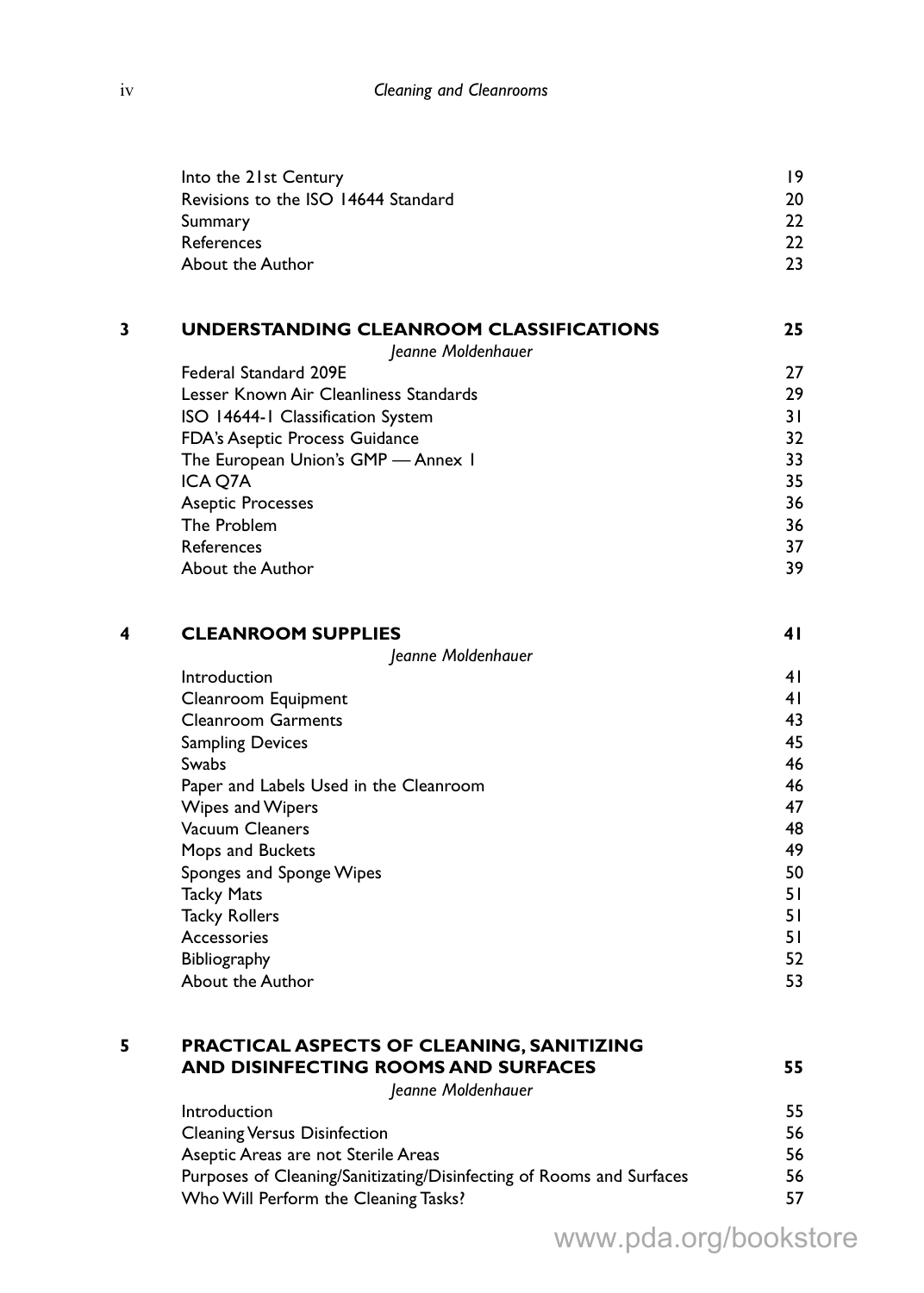| | | |
|---|---|---|
| | Into the 21st Century | 19 |
| | Revisions to the ISO 14644 Standard | 20 |
| | Summary | 22 |
| | References | 22 |
| | About the Author | 23 |
| **3** | **UNDERSTANDING CLEANROOM CLASSIFICATIONS** *Jeanne Moldenhauer* | **25** |
| | Federal Standard 209E | 27 |
| | Lesser Known Air Cleanliness Standards | 29 |
| | ISO 14644-1 Classification System | 31 |
| | FDA's Aseptic Process Guidance | 32 |
| | The European Union's GMP — Annex 1 | 33 |
| | ICA Q7A | 35 |
| | Aseptic Processes | 36 |
| | The Problem | 36 |
| | References | 37 |
| | About the Author | 39 |
| **4** | **CLEANROOM SUPPLIES** *Jeanne Moldenhauer* | **41** |
| | Introduction | 41 |
| | Cleanroom Equipment | 41 |
| | Cleanroom Garments | 43 |
| | Sampling Devices | 45 |
| | Swabs | 46 |
| | Paper and Labels Used in the Cleanroom | 46 |
| | Wipes and Wipers | 47 |
| | Vacuum Cleaners | 48 |
| | Mops and Buckets | 49 |
| | Sponges and Sponge Wipes | 50 |
| | Tacky Mats | 51 |
| | Tacky Rollers | 51 |
| | Accessories | 51 |
| | Bibliography | 52 |
| | About the Author | 53 |
| **5** | **PRACTICAL ASPECTS OF CLEANING, SANITIZING AND DISINFECTING ROOMS AND SURFACES** *Jeanne Moldenhauer* | **55** |
| | Introduction | 55 |
| | Cleaning Versus Disinfection | 56 |
| | Aseptic Areas are not Sterile Areas | 56 |
| | Purposes of Cleaning/Sanitizating/Disinfecting of Rooms and Surfaces | 56 |
| | Who Will Perform the Cleaning Tasks? | 57 |

www.pda.org/bookstore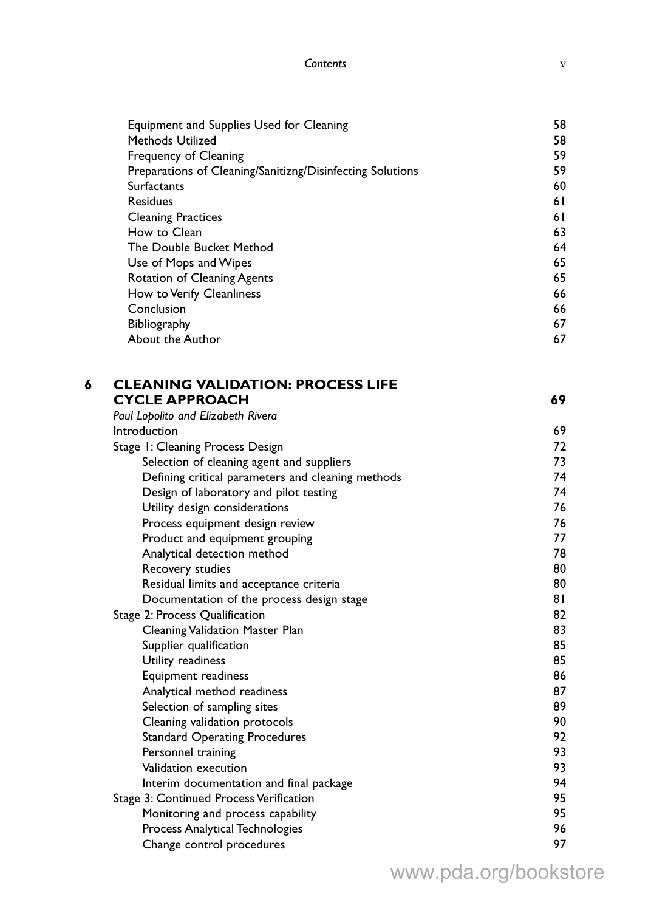| | |
|---|---|
| Equipment and Supplies Used for Cleaning | 58 |
| Methods Utilized | 58 |
| Frequency of Cleaning | 59 |
| Preparations of Cleaning/Sanitizng/Disinfecting Solutions | 59 |
| Surfactants | 60 |
| Residues | 61 |
| Cleaning Practices | 61 |
| How to Clean | 63 |
| The Double Bucket Method | 64 |
| Use of Mops and Wipes | 65 |
| Rotation of Cleaning Agents | 65 |
| How to Verify Cleanliness | 66 |
| Conclusion | 66 |
| Bibliography | 67 |
| About the Author | 67 |

## 6 CLEANING VALIDATION: PROCESS LIFE CYCLE APPROACH — 69

*Paul Lopolito and Elizabeth Rivera*

| | |
|---|---|
| Introduction | 69 |
| Stage 1: Cleaning Process Design | 72 |
| Selection of cleaning agent and suppliers | 73 |
| Defining critical parameters and cleaning methods | 74 |
| Design of laboratory and pilot testing | 74 |
| Utility design considerations | 76 |
| Process equipment design review | 76 |
| Product and equipment grouping | 77 |
| Analytical detection method | 78 |
| Recovery studies | 80 |
| Residual limits and acceptance criteria | 80 |
| Documentation of the process design stage | 81 |
| Stage 2: Process Qualification | 82 |
| Cleaning Validation Master Plan | 83 |
| Supplier qualification | 85 |
| Utility readiness | 85 |
| Equipment readiness | 86 |
| Analytical method readiness | 87 |
| Selection of sampling sites | 89 |
| Cleaning validation protocols | 90 |
| Standard Operating Procedures | 92 |
| Personnel training | 93 |
| Validation execution | 93 |
| Interim documentation and final package | 94 |
| Stage 3: Continued Process Verification | 95 |
| Monitoring and process capability | 95 |
| Process Analytical Technologies | 96 |
| Change control procedures | 97 |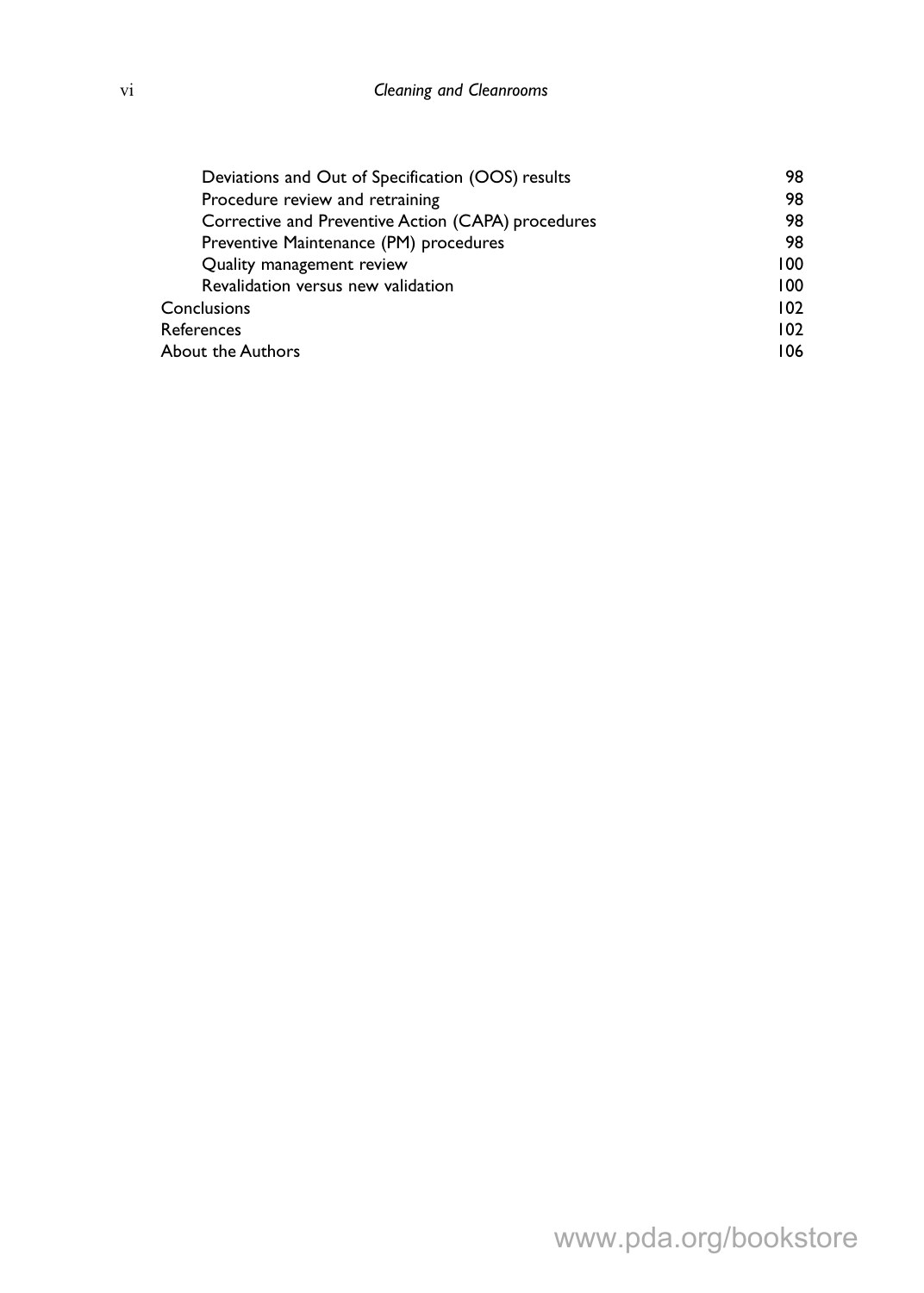| | |
|---|---|
| Deviations and Out of Specification (OOS) results | 98 |
| Procedure review and retraining | 98 |
| Corrective and Preventive Action (CAPA) procedures | 98 |
| Preventive Maintenance (PM) procedures | 98 |
| Quality management review | 100 |
| Revalidation versus new validation | 100 |
| Conclusions | 102 |
| References | 102 |
| About the Authors | 106 |

www.pda.org/bookstore